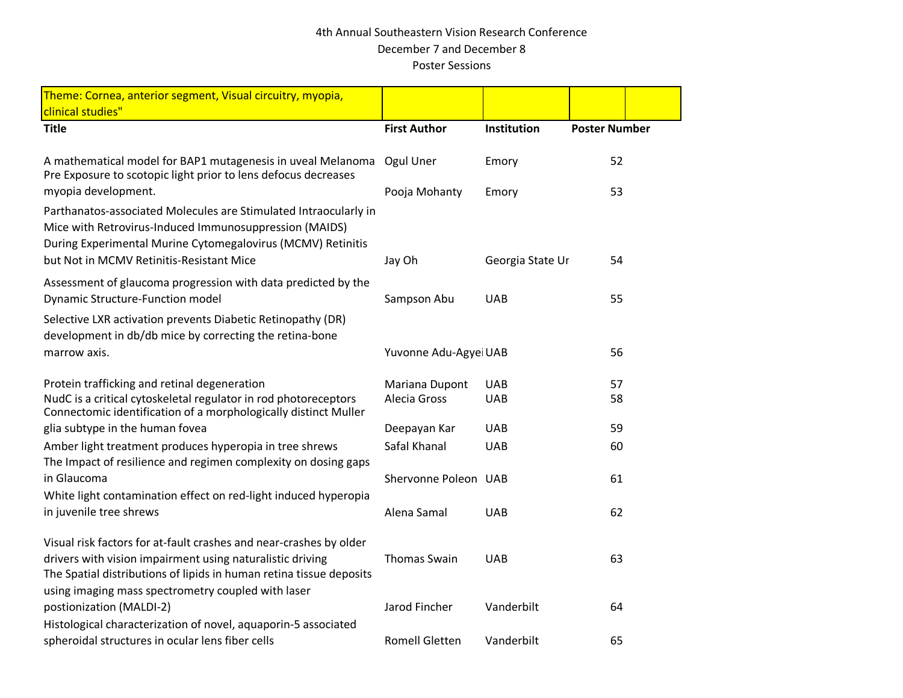4th Annual Southeastern Vision Research Conference

December 7 and December 8

Poster Sessions

| Theme: Cornea, anterior segment, Visual circuitry, myopia, clinical studies" | | | |
|---|---|---|---|
| **Title** | **First Author** | **Institution** | **Poster Number** |
| A mathematical model for BAP1 mutagenesis in uveal Melanoma | Ogul Uner | Emory | 52 |
| Pre Exposure to scotopic light prior to lens defocus decreases myopia development. | Pooja Mohanty | Emory | 53 |
| Parthanatos-associated Molecules are Stimulated Intraocularly in Mice with Retrovirus-Induced Immunosuppression (MAIDS) During Experimental Murine Cytomegalovirus (MCMV) Retinitis but Not in MCMV Retinitis-Resistant Mice | Jay Oh | Georgia State Ur | 54 |
| Assessment of glaucoma progression with data predicted by the Dynamic Structure-Function model | Sampson Abu | UAB | 55 |
| Selective LXR activation prevents Diabetic Retinopathy (DR) development in db/db mice by correcting the retina-bone marrow axis. | Yuvonne Adu-Agyei | UAB | 56 |
| Protein trafficking and retinal degeneration | Mariana Dupont | UAB | 57 |
| NudC is a critical cytoskeletal regulator in rod photoreceptors | Alecia Gross | UAB | 58 |
| Connectomic identification of a morphologically distinct Muller glia subtype in the human fovea | Deepayan Kar | UAB | 59 |
| Amber light treatment produces hyperopia in tree shrews | Safal Khanal | UAB | 60 |
| The Impact of resilience and regimen complexity on dosing gaps in Glaucoma | Shervonne Poleon | UAB | 61 |
| White light contamination effect on red-light induced hyperopia in juvenile tree shrews | Alena Samal | UAB | 62 |
| Visual risk factors for at-fault crashes and near-crashes by older drivers with vision impairment using naturalistic driving | Thomas Swain | UAB | 63 |
| The Spatial distributions of lipids in human retina tissue deposits using imaging mass spectrometry coupled with laser postionization (MALDI-2) | Jarod Fincher | Vanderbilt | 64 |
| Histological characterization of novel, aquaporin-5 associated spheroidal structures in ocular lens fiber cells | Romell Gletten | Vanderbilt | 65 |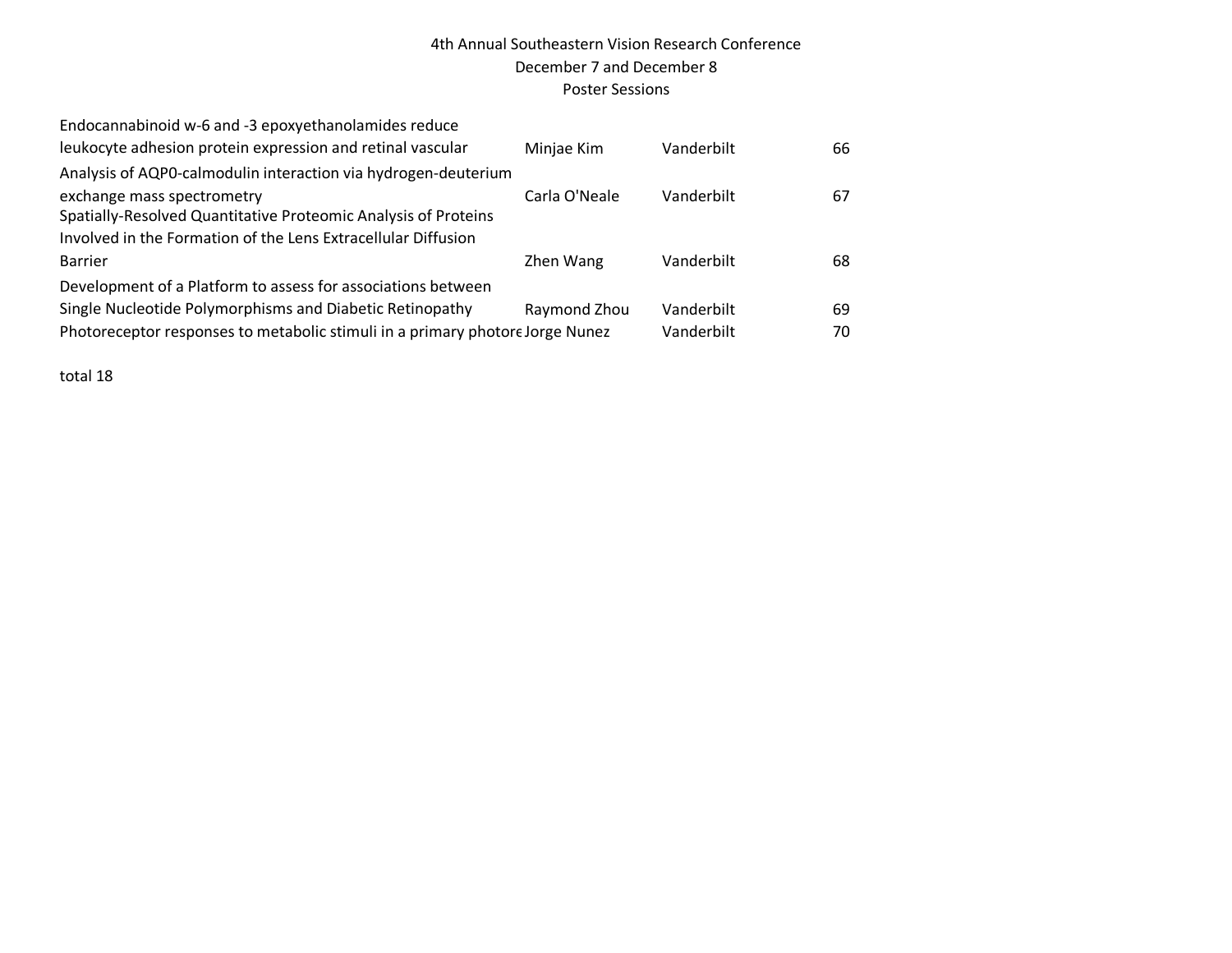4th Annual Southeastern Vision Research Conference
December 7 and December 8
Poster Sessions

| | | | |
|---|---|---|---|
| Endocannabinoid w-6 and -3 epoxyethanolamides reduce leukocyte adhesion protein expression and retinal vascular | Minjae Kim | Vanderbilt | 66 |
| Analysis of AQP0-calmodulin interaction via hydrogen-deuterium exchange mass spectrometry | Carla O'Neale | Vanderbilt | 67 |
| Spatially-Resolved Quantitative Proteomic Analysis of Proteins Involved in the Formation of the Lens Extracellular Diffusion Barrier | Zhen Wang | Vanderbilt | 68 |
| Development of a Platform to assess for associations between Single Nucleotide Polymorphisms and Diabetic Retinopathy | Raymond Zhou | Vanderbilt | 69 |
| Photoreceptor responses to metabolic stimuli in a primary photore | Jorge Nunez | Vanderbilt | 70 |

total 18